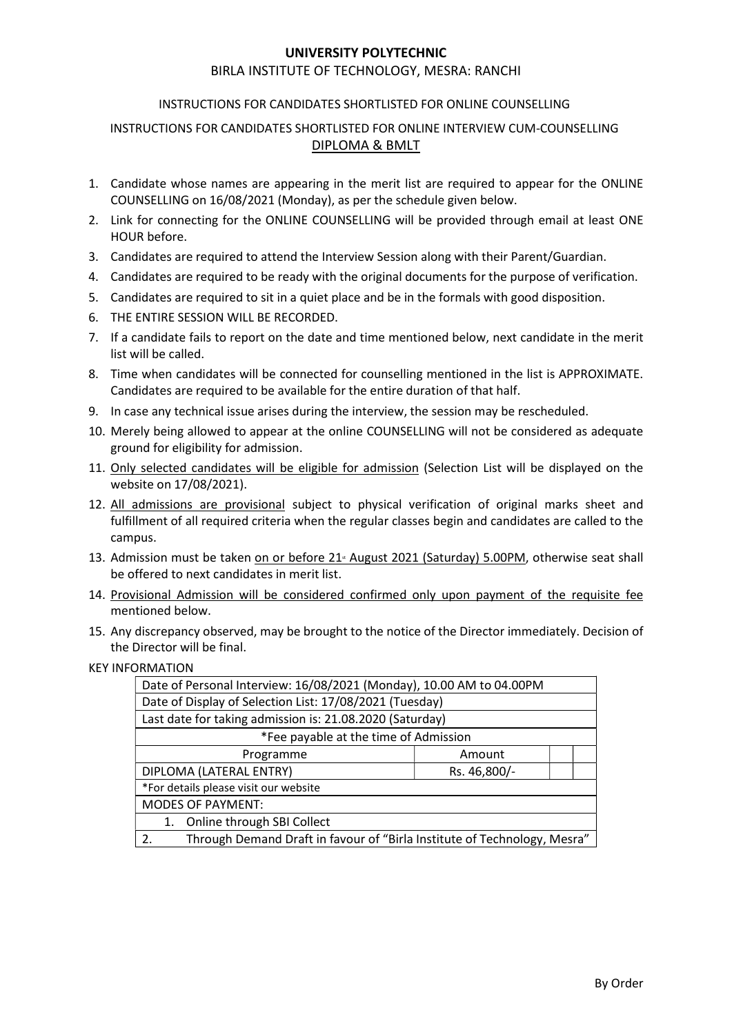# UNIVERSITY POLYTECHNIC

## BIRLA INSTITUTE OF TECHNOLOGY, MESRA: RANCHI

INSTRUCTIONS FOR CANDIDATES SHORTLISTED FOR ONLINE COUNSELLING

INSTRUCTIONS FOR CANDIDATES SHORTLISTED FOR ONLINE INTERVIEW CUM-COUNSELLING

<u>DIPLOMA & BMLT</u>

1. Candidate whose names are appearing in the merit list are required to appear for the ONLINE COUNSELLING on 16/08/2021 (Monday), as per the schedule given below.
2. Link for connecting for the ONLINE COUNSELLING will be provided through email at least ONE HOUR before.
3. Candidates are required to attend the Interview Session along with their Parent/Guardian.
4. Candidates are required to be ready with the original documents for the purpose of verification.
5. Candidates are required to sit in a quiet place and be in the formals with good disposition.
6. THE ENTIRE SESSION WILL BE RECORDED.
7. If a candidate fails to report on the date and time mentioned below, next candidate in the merit list will be called.
8. Time when candidates will be connected for counselling mentioned in the list is APPROXIMATE. Candidates are required to be available for the entire duration of that half.
9. In case any technical issue arises during the interview, the session may be rescheduled.
10. Merely being allowed to appear at the online COUNSELLING will not be considered as adequate ground for eligibility for admission.
11. <u>Only selected candidates will be eligible for admission</u> (Selection List will be displayed on the website on 17/08/2021).
12. <u>All admissions are provisional</u> subject to physical verification of original marks sheet and fulfillment of all required criteria when the regular classes begin and candidates are called to the campus.
13. Admission must be taken <u>on or before 21st August 2021 (Saturday) 5.00PM</u>, otherwise seat shall be offered to next candidates in merit list.
14. <u>Provisional Admission will be considered confirmed only upon payment of the requisite fee</u> mentioned below.
15. Any discrepancy observed, may be brought to the notice of the Director immediately. Decision of the Director will be final.

KEY INFORMATION

| Date of Personal Interview: 16/08/2021 (Monday), 10.00 AM to 04.00PM | | | |
|---|---|---|---|
| Date of Display of Selection List: 17/08/2021 (Tuesday) | | | |
| Last date for taking admission is: 21.08.2020 (Saturday) | | | |
| *Fee payable at the time of Admission | | | |
| Programme | Amount | | |
| DIPLOMA (LATERAL ENTRY) | Rs. 46,800/- | | |
| *For details please visit our website | | | |
| MODES OF PAYMENT: | | | |
| 1. Online through SBI Collect | | | |
| 2. Through Demand Draft in favour of "Birla Institute of Technology, Mesra" | | | |

By Order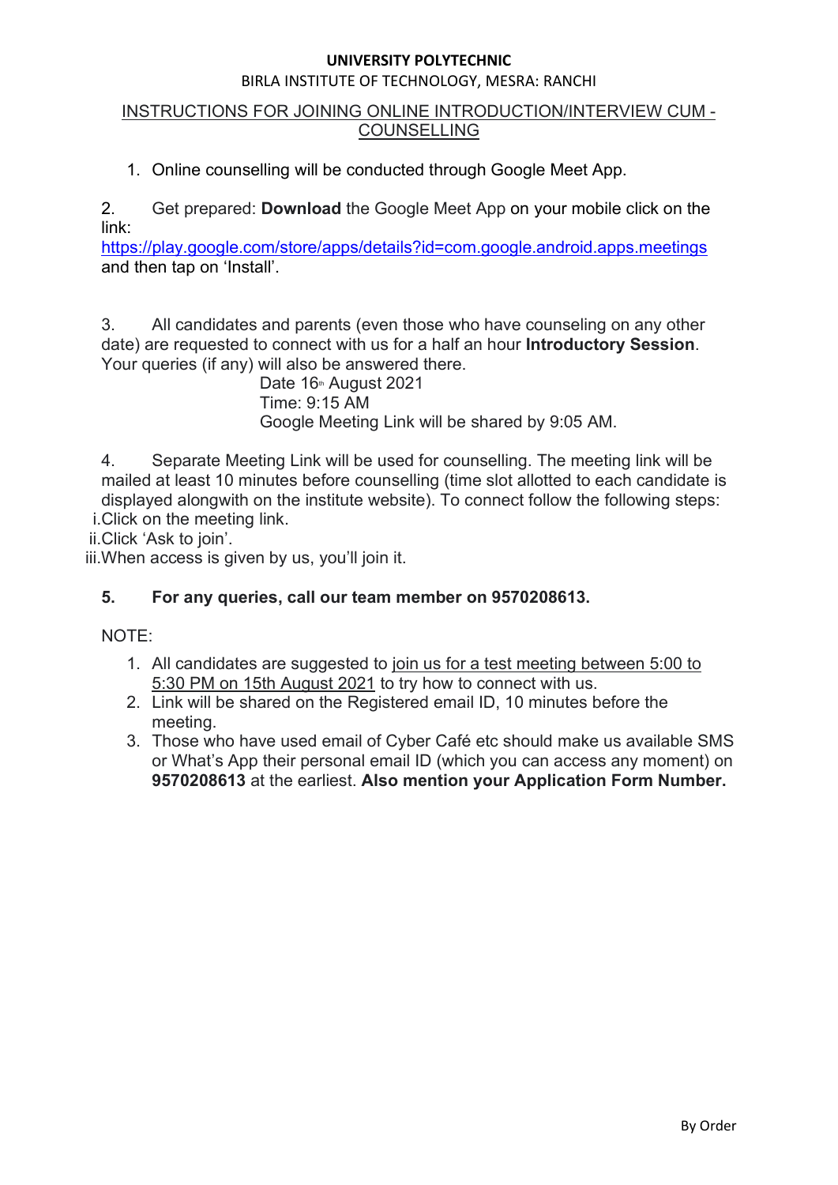**UNIVERSITY POLYTECHNIC**

BIRLA INSTITUTE OF TECHNOLOGY, MESRA: RANCHI

INSTRUCTIONS FOR JOINING ONLINE INTRODUCTION/INTERVIEW CUM - COUNSELLING

1. Online counselling will be conducted through Google Meet App.

2. Get prepared: **Download** the Google Meet App on your mobile click on the link: https://play.google.com/store/apps/details?id=com.google.android.apps.meetings and then tap on 'Install'.

3. All candidates and parents (even those who have counseling on any other date) are requested to connect with us for a half an hour **Introductory Session**. Your queries (if any) will also be answered there.

   Date 16th August 2021
   Time: 9:15 AM
   Google Meeting Link will be shared by 9:05 AM.

4. Separate Meeting Link will be used for counselling. The meeting link will be mailed at least 10 minutes before counselling (time slot allotted to each candidate is displayed alongwith on the institute website). To connect follow the following steps:
   i. Click on the meeting link.
   ii. Click 'Ask to join'.
   iii. When access is given by us, you'll join it.

5. **For any queries, call our team member on 9570208613.**

NOTE:

1. All candidates are suggested to join us for a test meeting between 5:00 to 5:30 PM on 15th August 2021 to try how to connect with us.
2. Link will be shared on the Registered email ID, 10 minutes before the meeting.
3. Those who have used email of Cyber Café etc should make us available SMS or What's App their personal email ID (which you can access any moment) on **9570208613** at the earliest. **Also mention your Application Form Number.**

By Order